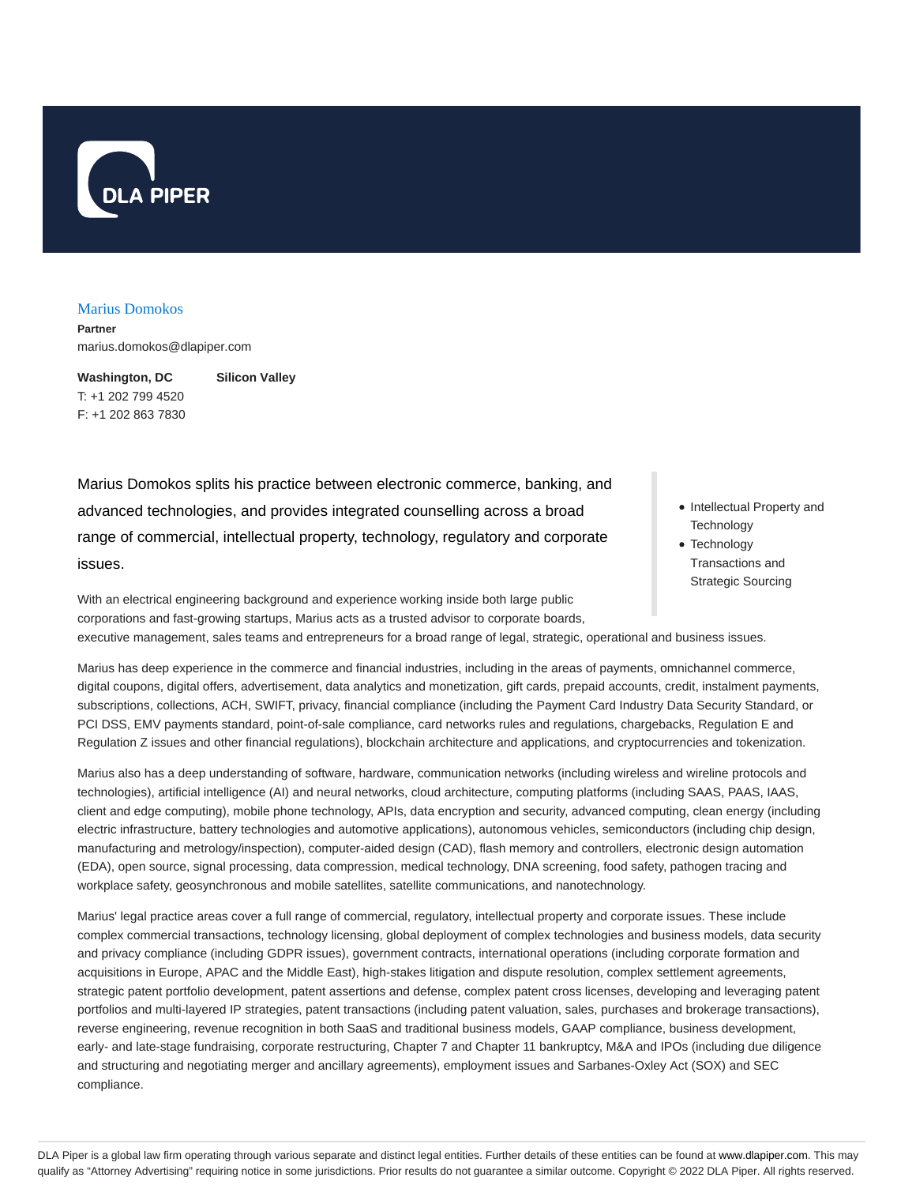DLA PIPER

# Marius Domokos

**Partner**

marius.domokos@dlapiper.com

**Washington, DC**

T: +1 202 799 4520

F: +1 202 863 7830

**Silicon Valley**

- Intellectual Property and Technology
- Technology Transactions and Strategic Sourcing

Marius Domokos splits his practice between electronic commerce, banking, and advanced technologies, and provides integrated counselling across a broad range of commercial, intellectual property, technology, regulatory and corporate issues.

With an electrical engineering background and experience working inside both large public corporations and fast-growing startups, Marius acts as a trusted advisor to corporate boards, executive management, sales teams and entrepreneurs for a broad range of legal, strategic, operational and business issues.

Marius has deep experience in the commerce and financial industries, including in the areas of payments, omnichannel commerce, digital coupons, digital offers, advertisement, data analytics and monetization, gift cards, prepaid accounts, credit, instalment payments, subscriptions, collections, ACH, SWIFT, privacy, financial compliance (including the Payment Card Industry Data Security Standard, or PCI DSS, EMV payments standard, point-of-sale compliance, card networks rules and regulations, chargebacks, Regulation E and Regulation Z issues and other financial regulations), blockchain architecture and applications, and cryptocurrencies and tokenization.

Marius also has a deep understanding of software, hardware, communication networks (including wireless and wireline protocols and technologies), artificial intelligence (AI) and neural networks, cloud architecture, computing platforms (including SAAS, PAAS, IAAS, client and edge computing), mobile phone technology, APIs, data encryption and security, advanced computing, clean energy (including electric infrastructure, battery technologies and automotive applications), autonomous vehicles, semiconductors (including chip design, manufacturing and metrology/inspection), computer-aided design (CAD), flash memory and controllers, electronic design automation (EDA), open source, signal processing, data compression, medical technology, DNA screening, food safety, pathogen tracing and workplace safety, geosynchronous and mobile satellites, satellite communications, and nanotechnology.

Marius' legal practice areas cover a full range of commercial, regulatory, intellectual property and corporate issues. These include complex commercial transactions, technology licensing, global deployment of complex technologies and business models, data security and privacy compliance (including GDPR issues), government contracts, international operations (including corporate formation and acquisitions in Europe, APAC and the Middle East), high-stakes litigation and dispute resolution, complex settlement agreements, strategic patent portfolio development, patent assertions and defense, complex patent cross licenses, developing and leveraging patent portfolios and multi-layered IP strategies, patent transactions (including patent valuation, sales, purchases and brokerage transactions), reverse engineering, revenue recognition in both SaaS and traditional business models, GAAP compliance, business development, early- and late-stage fundraising, corporate restructuring, Chapter 7 and Chapter 11 bankruptcy, M&A and IPOs (including due diligence and structuring and negotiating merger and ancillary agreements), employment issues and Sarbanes-Oxley Act (SOX) and SEC compliance.

DLA Piper is a global law firm operating through various separate and distinct legal entities. Further details of these entities can be found at www.dlapiper.com. This may qualify as "Attorney Advertising" requiring notice in some jurisdictions. Prior results do not guarantee a similar outcome. Copyright © 2022 DLA Piper. All rights reserved.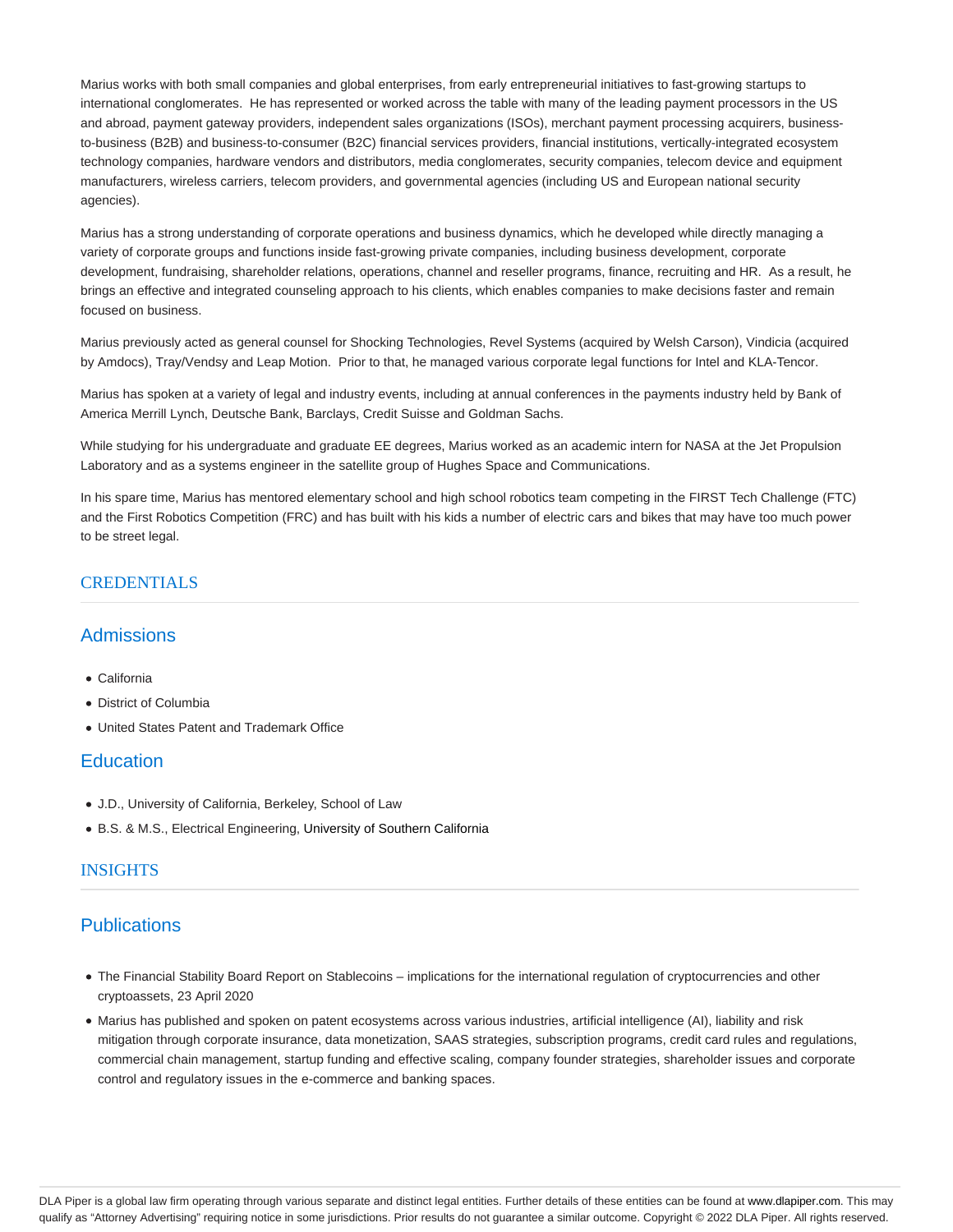Marius works with both small companies and global enterprises, from early entrepreneurial initiatives to fast-growing startups to international conglomerates.  He has represented or worked across the table with many of the leading payment processors in the US and abroad, payment gateway providers, independent sales organizations (ISOs), merchant payment processing acquirers, business-to-business (B2B) and business-to-consumer (B2C) financial services providers, financial institutions, vertically-integrated ecosystem technology companies, hardware vendors and distributors, media conglomerates, security companies, telecom device and equipment manufacturers, wireless carriers, telecom providers, and governmental agencies (including US and European national security agencies).

Marius has a strong understanding of corporate operations and business dynamics, which he developed while directly managing a variety of corporate groups and functions inside fast-growing private companies, including business development, corporate development, fundraising, shareholder relations, operations, channel and reseller programs, finance, recruiting and HR.  As a result, he brings an effective and integrated counseling approach to his clients, which enables companies to make decisions faster and remain focused on business.

Marius previously acted as general counsel for Shocking Technologies, Revel Systems (acquired by Welsh Carson), Vindicia (acquired by Amdocs), Tray/Vendsy and Leap Motion.  Prior to that, he managed various corporate legal functions for Intel and KLA-Tencor.

Marius has spoken at a variety of legal and industry events, including at annual conferences in the payments industry held by Bank of America Merrill Lynch, Deutsche Bank, Barclays, Credit Suisse and Goldman Sachs.

While studying for his undergraduate and graduate EE degrees, Marius worked as an academic intern for NASA at the Jet Propulsion Laboratory and as a systems engineer in the satellite group of Hughes Space and Communications.

In his spare time, Marius has mentored elementary school and high school robotics team competing in the FIRST Tech Challenge (FTC) and the First Robotics Competition (FRC) and has built with his kids a number of electric cars and bikes that may have too much power to be street legal.

## CREDENTIALS

### Admissions

- California
- District of Columbia
- United States Patent and Trademark Office

### Education

- J.D., University of California, Berkeley, School of Law
- B.S. & M.S., Electrical Engineering, University of Southern California

## INSIGHTS

### Publications

- The Financial Stability Board Report on Stablecoins – implications for the international regulation of cryptocurrencies and other cryptoassets, 23 April 2020
- Marius has published and spoken on patent ecosystems across various industries, artificial intelligence (AI), liability and risk mitigation through corporate insurance, data monetization, SAAS strategies, subscription programs, credit card rules and regulations, commercial chain management, startup funding and effective scaling, company founder strategies, shareholder issues and corporate control and regulatory issues in the e-commerce and banking spaces.

DLA Piper is a global law firm operating through various separate and distinct legal entities. Further details of these entities can be found at www.dlapiper.com. This may qualify as "Attorney Advertising" requiring notice in some jurisdictions. Prior results do not guarantee a similar outcome. Copyright © 2022 DLA Piper. All rights reserved.